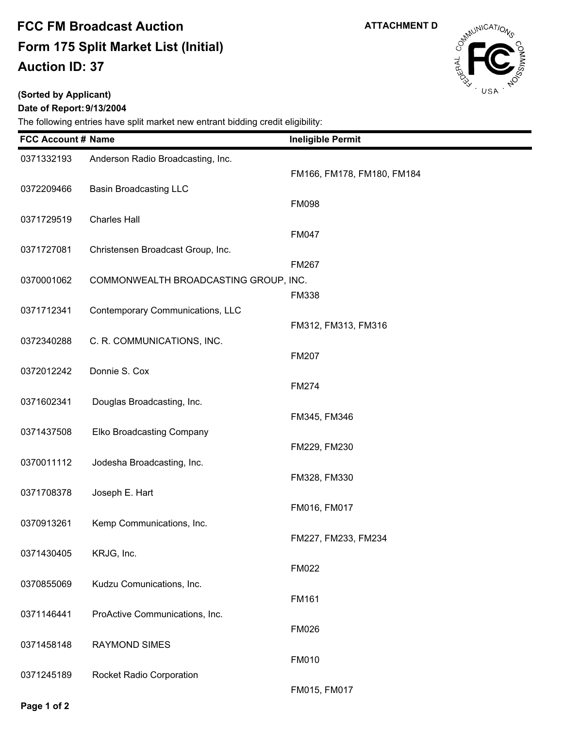# FCC FM Broadcast Auction

# Form 175 Split Market List (Initial)

# Auction ID: 37

ATTACHMENT D

**(Sorted by Applicant)**

**Date of Report: 9/13/2004**

The following entries have split market new entrant bidding credit eligibility:

| FCC Account # | Name | Ineligible Permit |
|---|---|---|
| 0371332193 | Anderson Radio Broadcasting, Inc. | FM166, FM178, FM180, FM184 |
| 0372209466 | Basin Broadcasting LLC | FM098 |
| 0371729519 | Charles Hall | FM047 |
| 0371727081 | Christensen Broadcast Group, Inc. | FM267 |
| 0370001062 | COMMONWEALTH BROADCASTING GROUP, INC. | FM338 |
| 0371712341 | Contemporary Communications, LLC | FM312, FM313, FM316 |
| 0372340288 | C. R. COMMUNICATIONS, INC. | FM207 |
| 0372012242 | Donnie S. Cox | FM274 |
| 0371602341 | Douglas Broadcasting, Inc. | FM345, FM346 |
| 0371437508 | Elko Broadcasting Company | FM229, FM230 |
| 0370011112 | Jodesha Broadcasting, Inc. | FM328, FM330 |
| 0371708378 | Joseph E. Hart | FM016, FM017 |
| 0370913261 | Kemp Communications, Inc. | FM227, FM233, FM234 |
| 0371430405 | KRJG, Inc. | FM022 |
| 0370855069 | Kudzu Comunications, Inc. | FM161 |
| 0371146441 | ProActive Communications, Inc. | FM026 |
| 0371458148 | RAYMOND SIMES | FM010 |
| 0371245189 | Rocket Radio Corporation | FM015, FM017 |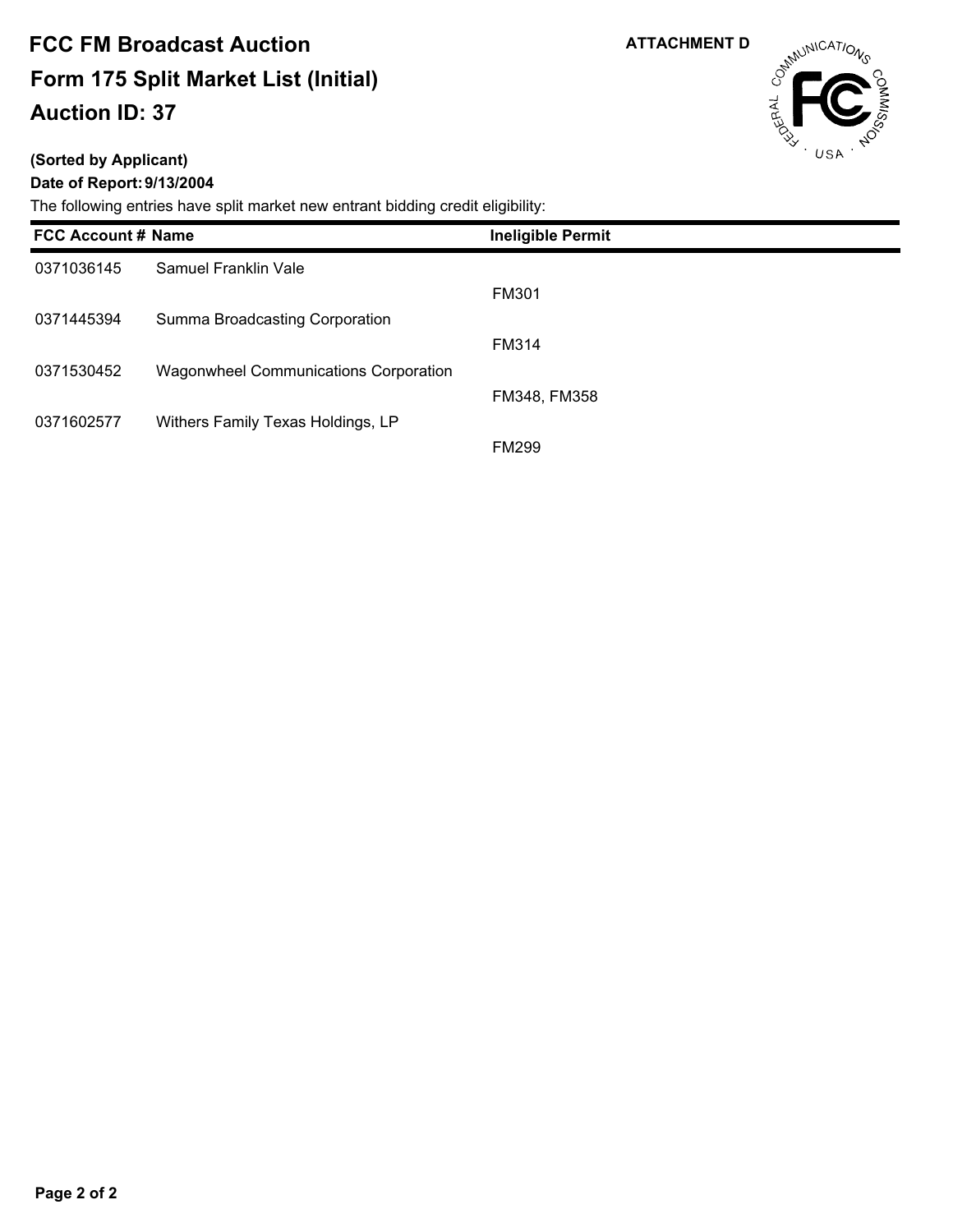# FCC FM Broadcast Auction

## Form 175 Split Market List (Initial)

## Auction ID: 37

**ATTACHMENT D**

**(Sorted by Applicant)**

**Date of Report: 9/13/2004**

The following entries have split market new entrant bidding credit eligibility:

| FCC Account # | Name | Ineligible Permit |
|---|---|---|
| 0371036145 | Samuel Franklin Vale | |
| | | FM301 |
| 0371445394 | Summa Broadcasting Corporation | |
| | | FM314 |
| 0371530452 | Wagonwheel Communications Corporation | |
| | | FM348, FM358 |
| 0371602577 | Withers Family Texas Holdings, LP | |
| | | FM299 |